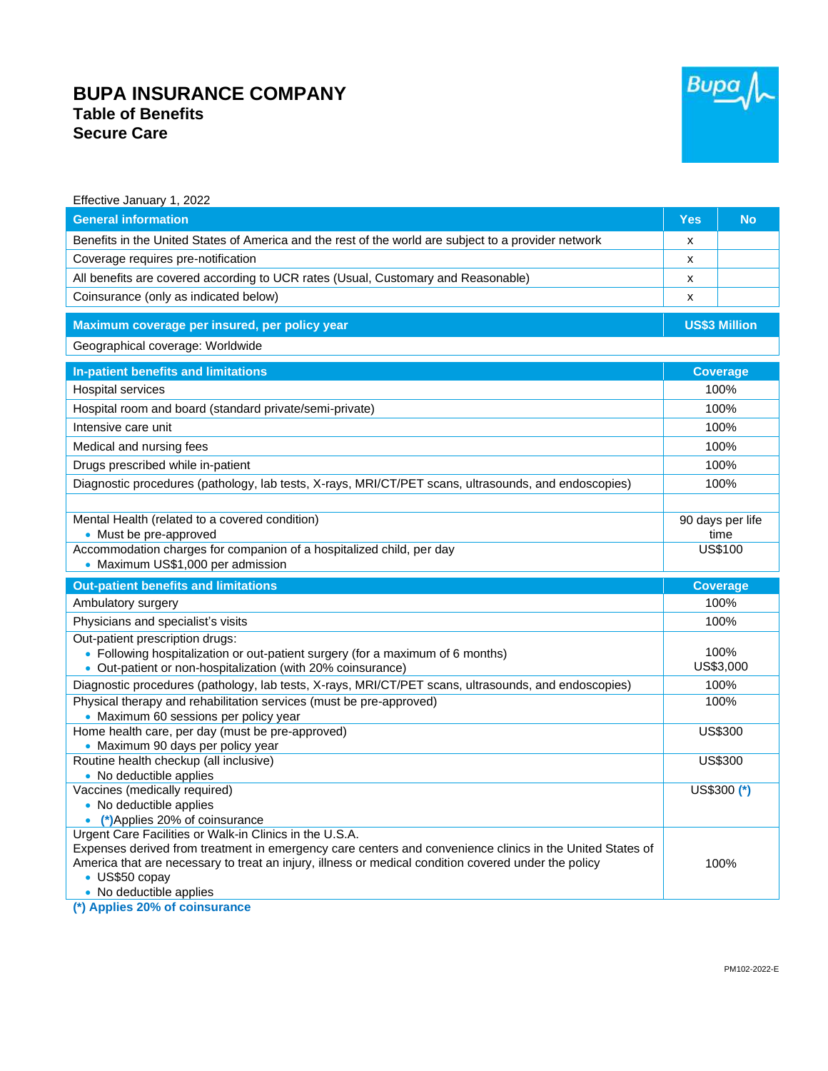# BUPA INSURANCE COMPANY
## Table of Benefits
## Secure Care

Effective January 1, 2022

| General information | Yes | No |
|---|---|---|
| Benefits in the United States of America and the rest of the world are subject to a provider network | x | |
| Coverage requires pre-notification | x | |
| All benefits are covered according to UCR rates (Usual, Customary and Reasonable) | x | |
| Coinsurance (only as indicated below) | x | |

| Maximum coverage per insured, per policy year | US$3 Million |
|---|---|
| Geographical coverage: Worldwide | |

| In-patient benefits and limitations | Coverage |
|---|---|
| Hospital services | 100% |
| Hospital room and board (standard private/semi-private) | 100% |
| Intensive care unit | 100% |
| Medical and nursing fees | 100% |
| Drugs prescribed while in-patient | 100% |
| Diagnostic procedures (pathology, lab tests, X-rays, MRI/CT/PET scans, ultrasounds, and endoscopies) | 100% |
| | |
| Mental Health (related to a covered condition)<br>• Must be pre-approved | 90 days per life time |
| Accommodation charges for companion of a hospitalized child, per day<br>• Maximum US$1,000 per admission | US$100 |

| Out-patient benefits and limitations | Coverage |
|---|---|
| Ambulatory surgery | 100% |
| Physicians and specialist's visits | 100% |
| Out-patient prescription drugs:<br>• Following hospitalization or out-patient surgery (for a maximum of 6 months)<br>• Out-patient or non-hospitalization (with 20% coinsurance) | 100%<br>US$3,000 |
| Diagnostic procedures (pathology, lab tests, X-rays, MRI/CT/PET scans, ultrasounds, and endoscopies) | 100% |
| Physical therapy and rehabilitation services (must be pre-approved)<br>• Maximum 60 sessions per policy year | 100% |
| Home health care, per day (must be pre-approved)<br>• Maximum 90 days per policy year | US$300 |
| Routine health checkup (all inclusive)<br>• No deductible applies | US$300 |
| Vaccines (medically required)<br>• No deductible applies<br>• (*)Applies 20% of coinsurance | US$300 (*) |
| Urgent Care Facilities or Walk-in Clinics in the U.S.A.<br>Expenses derived from treatment in emergency care centers and convenience clinics in the United States of America that are necessary to treat an injury, illness or medical condition covered under the policy<br>• US$50 copay<br>• No deductible applies | 100% |

**(*) Applies 20% of coinsurance**

PM102-2022-E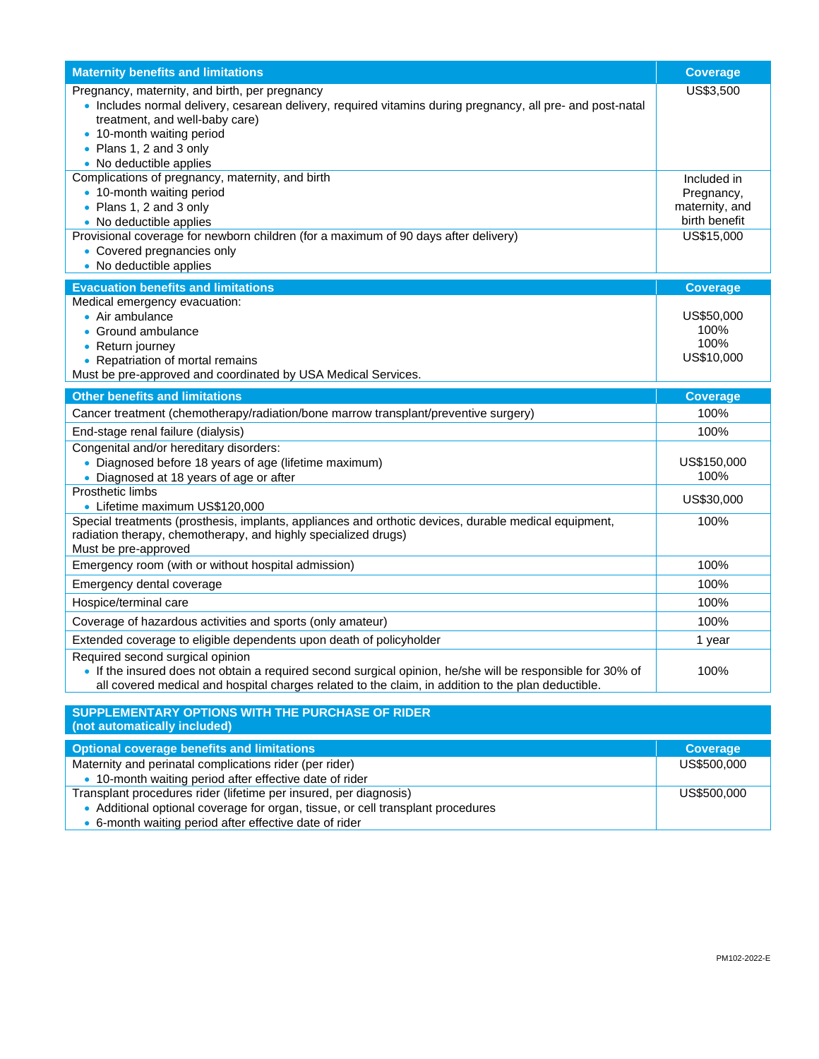| Maternity benefits and limitations | Coverage |
|---|---|
| Pregnancy, maternity, and birth, per pregnancy<br>• Includes normal delivery, cesarean delivery, required vitamins during pregnancy, all pre- and post-natal treatment, and well-baby care)<br>• 10-month waiting period<br>• Plans 1, 2 and 3 only<br>• No deductible applies | US$3,500 |
| Complications of pregnancy, maternity, and birth<br>• 10-month waiting period<br>• Plans 1, 2 and 3 only<br>• No deductible applies | Included in Pregnancy, maternity, and birth benefit |
| Provisional coverage for newborn children (for a maximum of 90 days after delivery)<br>• Covered pregnancies only<br>• No deductible applies | US$15,000 |

| Evacuation benefits and limitations | Coverage |
|---|---|
| Medical emergency evacuation: | |
| • Air ambulance | US$50,000 |
| • Ground ambulance | 100% |
| • Return journey | 100% |
| • Repatriation of mortal remains | US$10,000 |
| Must be pre-approved and coordinated by USA Medical Services. | |

| Other benefits and limitations | Coverage |
|---|---|
| Cancer treatment (chemotherapy/radiation/bone marrow transplant/preventive surgery) | 100% |
| End-stage renal failure (dialysis) | 100% |
| Congenital and/or hereditary disorders: | |
| • Diagnosed before 18 years of age (lifetime maximum) | US$150,000 |
| • Diagnosed at 18 years of age or after | 100% |
| Prosthetic limbs<br>• Lifetime maximum US$120,000 | US$30,000 |
| Special treatments (prosthesis, implants, appliances and orthotic devices, durable medical equipment, radiation therapy, chemotherapy, and highly specialized drugs)<br>Must be pre-approved | 100% |
| Emergency room (with or without hospital admission) | 100% |
| Emergency dental coverage | 100% |
| Hospice/terminal care | 100% |
| Coverage of hazardous activities and sports (only amateur) | 100% |
| Extended coverage to eligible dependents upon death of policyholder | 1 year |
| Required second surgical opinion<br>• If the insured does not obtain a required second surgical opinion, he/she will be responsible for 30% of all covered medical and hospital charges related to the claim, in addition to the plan deductible. | 100% |

## SUPPLEMENTARY OPTIONS WITH THE PURCHASE OF RIDER (not automatically included)

| Optional coverage benefits and limitations | Coverage |
|---|---|
| Maternity and perinatal complications rider (per rider)<br>• 10-month waiting period after effective date of rider | US$500,000 |
| Transplant procedures rider (lifetime per insured, per diagnosis)<br>• Additional optional coverage for organ, tissue, or cell transplant procedures<br>• 6-month waiting period after effective date of rider | US$500,000 |

PM102-2022-E